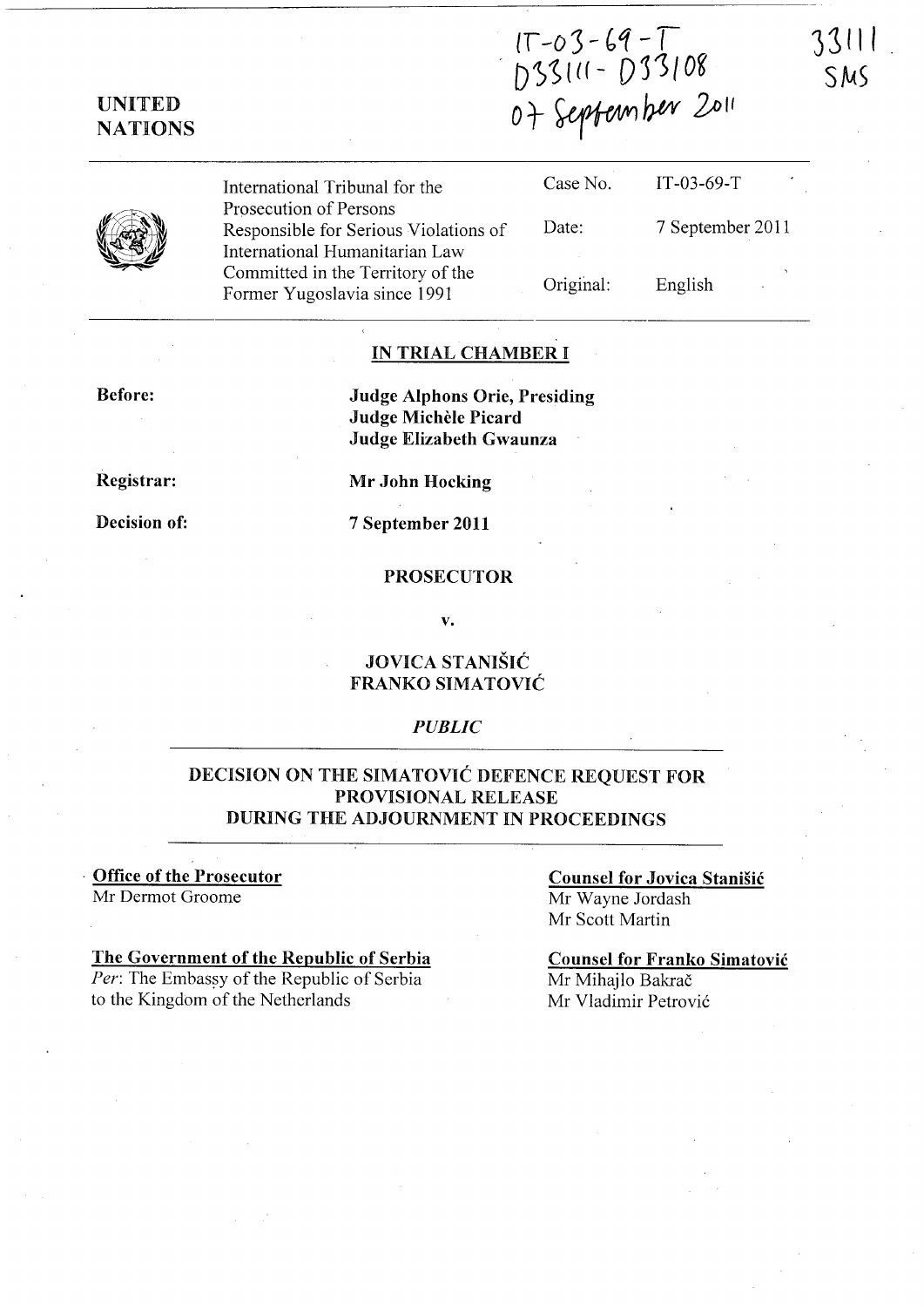IT-03-69-T
D33111 - D33108
07 September 2011

33111
SMS

**UNITED NATIONS**

| International Tribunal for the Prosecution of Persons Responsible for Serious Violations of International Humanitarian Law Committed in the Territory of the Former Yugoslavia since 1991 | Case No. | IT-03-69-T |
|---|---|---|
| | Date: | 7 September 2011 |
| | Original: | English |

## IN TRIAL CHAMBER I

**Before:** **Judge Alphons Orie, Presiding**
**Judge Michèle Picard**
**Judge Elizabeth Gwaunza**

**Registrar:** **Mr John Hocking**

**Decision of:** **7 September 2011**

**PROSECUTOR**

**v.**

**JOVICA STANIŠIĆ**
**FRANKO SIMATOVIĆ**

*PUBLIC*

## DECISION ON THE SIMATOVIĆ DEFENCE REQUEST FOR PROVISIONAL RELEASE DURING THE ADJOURNMENT IN PROCEEDINGS

**Office of the Prosecutor**
Mr Dermot Groome

**The Government of the Republic of Serbia**
*Per*: The Embassy of the Republic of Serbia to the Kingdom of the Netherlands

**Counsel for Jovica Stanišić**
Mr Wayne Jordash
Mr Scott Martin

**Counsel for Franko Simatović**
Mr Mihajlo Bakrač
Mr Vladimir Petrović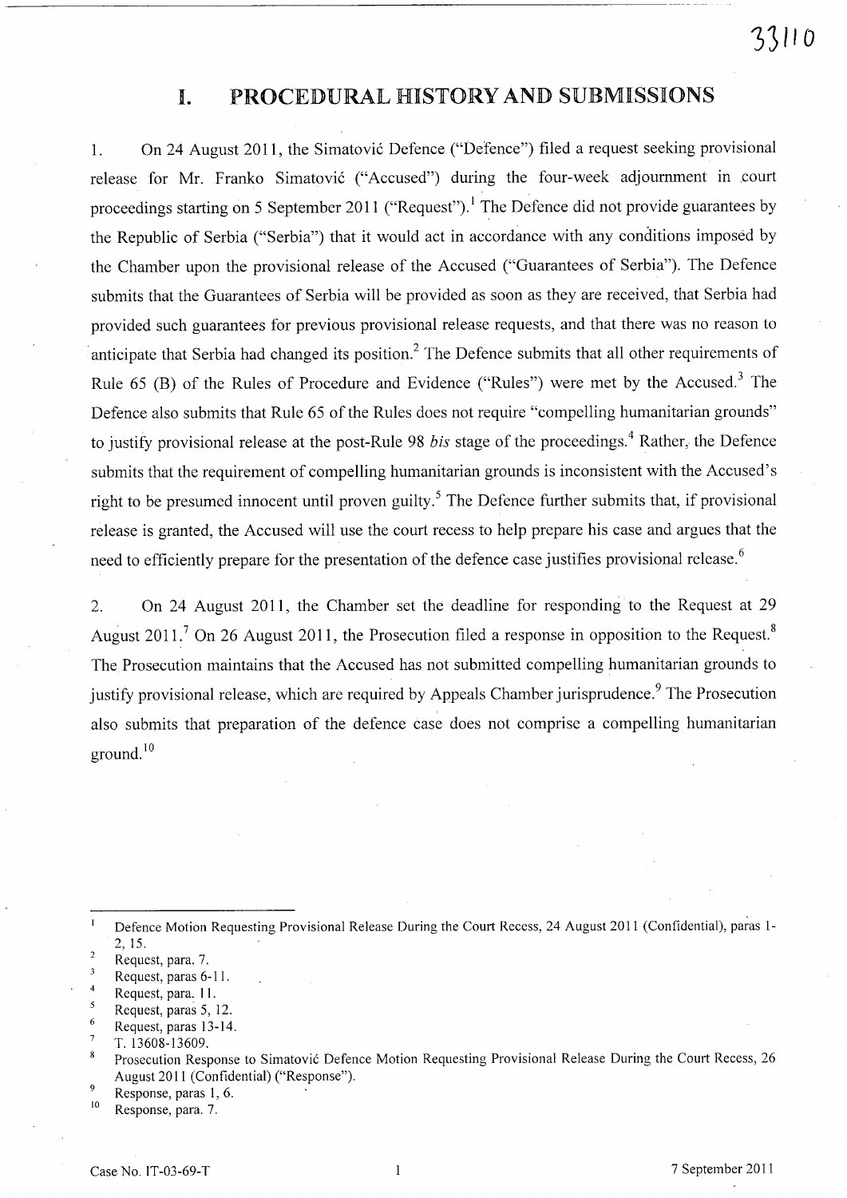# I. PROCEDURAL HISTORY AND SUBMISSIONS

1. On 24 August 2011, the Simatović Defence ("Defence") filed a request seeking provisional release for Mr. Franko Simatović ("Accused") during the four-week adjournment in court proceedings starting on 5 September 2011 ("Request").[1] The Defence did not provide guarantees by the Republic of Serbia ("Serbia") that it would act in accordance with any conditions imposed by the Chamber upon the provisional release of the Accused ("Guarantees of Serbia"). The Defence submits that the Guarantees of Serbia will be provided as soon as they are received, that Serbia had provided such guarantees for previous provisional release requests, and that there was no reason to anticipate that Serbia had changed its position.[2] The Defence submits that all other requirements of Rule 65 (B) of the Rules of Procedure and Evidence ("Rules") were met by the Accused.[3] The Defence also submits that Rule 65 of the Rules does not require "compelling humanitarian grounds" to justify provisional release at the post-Rule 98 *bis* stage of the proceedings.[4] Rather, the Defence submits that the requirement of compelling humanitarian grounds is inconsistent with the Accused's right to be presumed innocent until proven guilty.[5] The Defence further submits that, if provisional release is granted, the Accused will use the court recess to help prepare his case and argues that the need to efficiently prepare for the presentation of the defence case justifies provisional release.[6]

2. On 24 August 2011, the Chamber set the deadline for responding to the Request at 29 August 2011.[7] On 26 August 2011, the Prosecution filed a response in opposition to the Request.[8] The Prosecution maintains that the Accused has not submitted compelling humanitarian grounds to justify provisional release, which are required by Appeals Chamber jurisprudence.[9] The Prosecution also submits that preparation of the defence case does not comprise a compelling humanitarian ground.[10]

---

[1] Defence Motion Requesting Provisional Release During the Court Recess, 24 August 2011 (Confidential), paras 1-2, 15.

[2] Request, para. 7.

[3] Request, paras 6-11.

[4] Request, para. 11.

[5] Request, paras 5, 12.

[6] Request, paras 13-14.

[7] T. 13608-13609.

[8] Prosecution Response to Simatović Defence Motion Requesting Provisional Release During the Court Recess, 26 August 2011 (Confidential) ("Response").

[9] Response, paras 1, 6.

[10] Response, para. 7.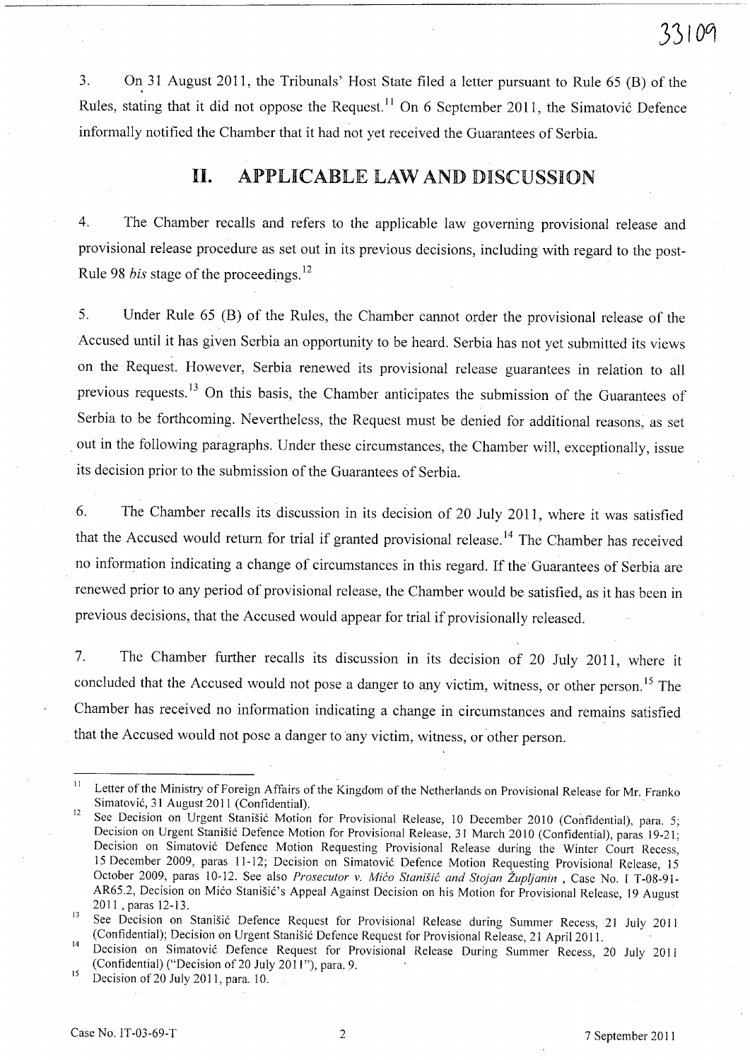3. On 31 August 2011, the Tribunals' Host State filed a letter pursuant to Rule 65 (B) of the Rules, stating that it did not oppose the Request.[11] On 6 September 2011, the Simatović Defence informally notified the Chamber that it had not yet received the Guarantees of Serbia.

## II. APPLICABLE LAW AND DISCUSSION

4. The Chamber recalls and refers to the applicable law governing provisional release and provisional release procedure as set out in its previous decisions, including with regard to the post-Rule 98 *bis* stage of the proceedings.[12]

5. Under Rule 65 (B) of the Rules, the Chamber cannot order the provisional release of the Accused until it has given Serbia an opportunity to be heard. Serbia has not yet submitted its views on the Request. However, Serbia renewed its provisional release guarantees in relation to all previous requests.[13] On this basis, the Chamber anticipates the submission of the Guarantees of Serbia to be forthcoming. Nevertheless, the Request must be denied for additional reasons, as set out in the following paragraphs. Under these circumstances, the Chamber will, exceptionally, issue its decision prior to the submission of the Guarantees of Serbia.

6. The Chamber recalls its discussion in its decision of 20 July 2011, where it was satisfied that the Accused would return for trial if granted provisional release.[14] The Chamber has received no information indicating a change of circumstances in this regard. If the Guarantees of Serbia are renewed prior to any period of provisional release, the Chamber would be satisfied, as it has been in previous decisions, that the Accused would appear for trial if provisionally released.

7. The Chamber further recalls its discussion in its decision of 20 July 2011, where it concluded that the Accused would not pose a danger to any victim, witness, or other person.[15] The Chamber has received no information indicating a change in circumstances and remains satisfied that the Accused would not pose a danger to any victim, witness, or other person.

---

[11] Letter of the Ministry of Foreign Affairs of the Kingdom of the Netherlands on Provisional Release for Mr. Franko Simatović, 31 August 2011 (Confidential).

[12] See Decision on Urgent Stanišić Motion for Provisional Release, 10 December 2010 (Confidential), para. 5; Decision on Urgent Stanišić Defence Motion for Provisional Release, 31 March 2010 (Confidential), paras 19-21; Decision on Simatović Defence Motion Requesting Provisional Release during the Winter Court Recess, 15 December 2009, paras 11-12; Decision on Simatović Defence Motion Requesting Provisional Release, 15 October 2009, paras 10-12. See also *Prosecutor v. Mićo Stanišić and Stojan Župljanin* , Case No. I T-08-91-AR65.2, Decision on Mićo Stanišić's Appeal Against Decision on his Motion for Provisional Release, 19 August 2011 , paras 12-13.

[13] See Decision on Stanišić Defence Request for Provisional Release during Summer Recess, 21 July 2011 (Confidential); Decision on Urgent Stanišić Defence Request for Provisional Release, 21 April 2011.

[14] Decision on Simatović Defence Request for Provisional Release During Summer Recess, 20 July 2011 (Confidential) ("Decision of 20 July 2011"), para. 9.

[15] Decision of 20 July 2011, para. 10.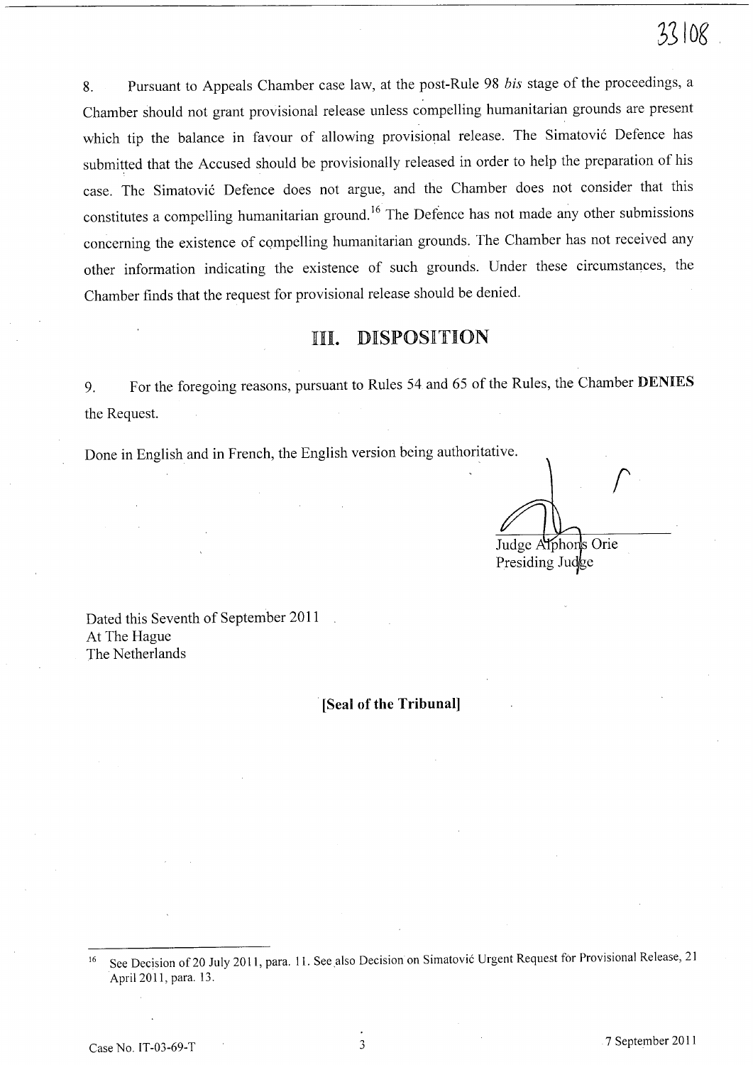8. Pursuant to Appeals Chamber case law, at the post-Rule 98 *bis* stage of the proceedings, a Chamber should not grant provisional release unless compelling humanitarian grounds are present which tip the balance in favour of allowing provisional release. The Simatović Defence has submitted that the Accused should be provisionally released in order to help the preparation of his case. The Simatović Defence does not argue, and the Chamber does not consider that this constitutes a compelling humanitarian ground.[16] The Defence has not made any other submissions concerning the existence of compelling humanitarian grounds. The Chamber has not received any other information indicating the existence of such grounds. Under these circumstances, the Chamber finds that the request for provisional release should be denied.

## III. DISPOSITION

9. For the foregoing reasons, pursuant to Rules 54 and 65 of the Rules, the Chamber **DENIES** the Request.

Done in English and in French, the English version being authoritative.

Judge Alphons Orie
Presiding Judge

Dated this Seventh of September 2011
At The Hague
The Netherlands

**[Seal of the Tribunal]**

[16] See Decision of 20 July 2011, para. 11. See also Decision on Simatović Urgent Request for Provisional Release, 21 April 2011, para. 13.